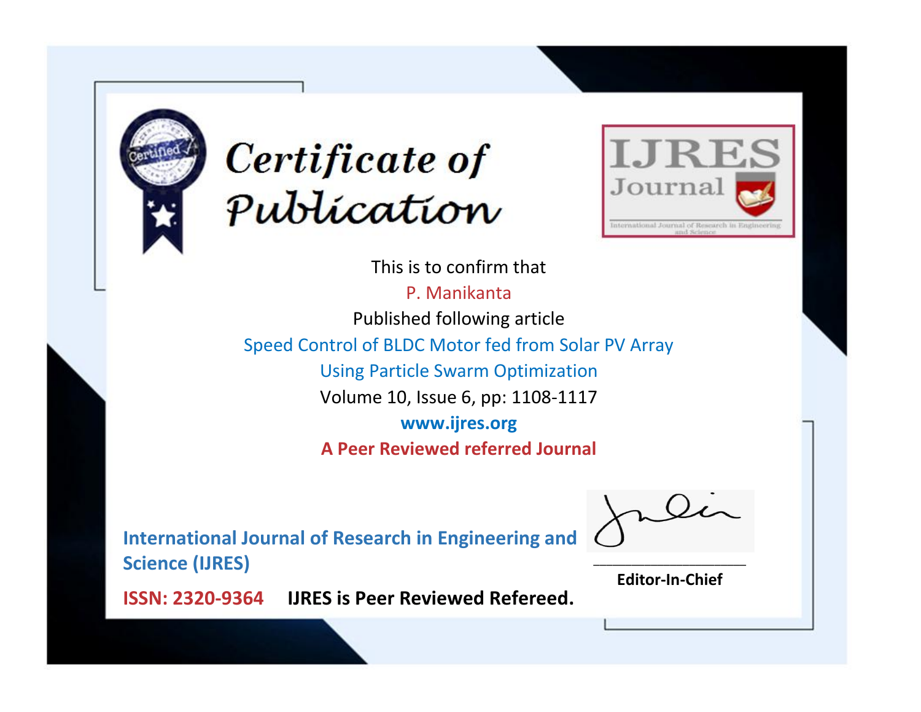# Certificate of Publication

**IJRES Journal**

International Journal of Research in Engineering and Science

This is to confirm that

P. Manikanta

Published following article

Speed Control of BLDC Motor fed from Solar PV Array Using Particle Swarm Optimization

Volume 10, Issue 6, pp: 1108-1117

**www.ijres.org**

**A Peer Reviewed referred Journal**

**International Journal of Research in Engineering and Science (IJRES)**

**ISSN: 2320-9364** **IJRES is Peer Reviewed Refereed.**

**Editor-In-Chief**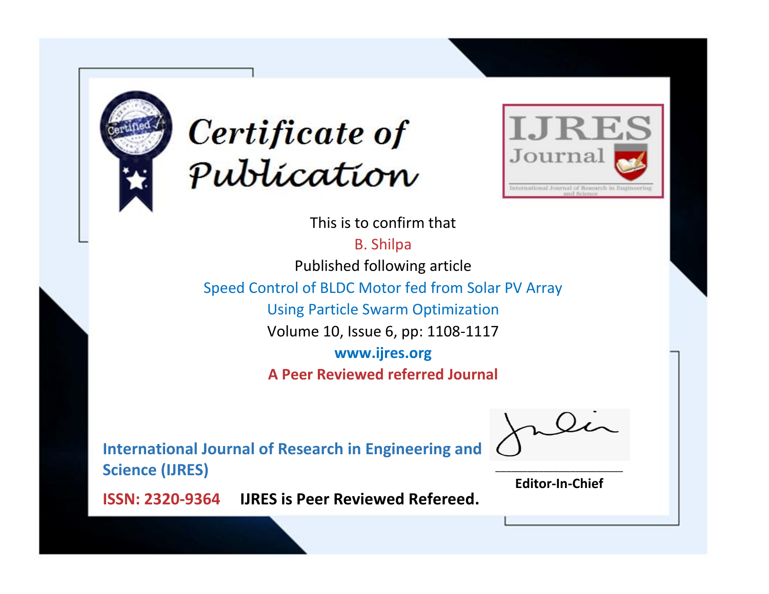# Certificate of Publication

IJRES Journal

International Journal of Research in Engineering and Science

This is to confirm that

B. Shilpa

Published following article

Speed Control of BLDC Motor fed from Solar PV Array Using Particle Swarm Optimization

Volume 10, Issue 6, pp: 1108-1117

**www.ijres.org**

**A Peer Reviewed referred Journal**

**International Journal of Research in Engineering and Science (IJRES)**

**ISSN: 2320-9364** **IJRES is Peer Reviewed Refereed.**

**Editor-In-Chief**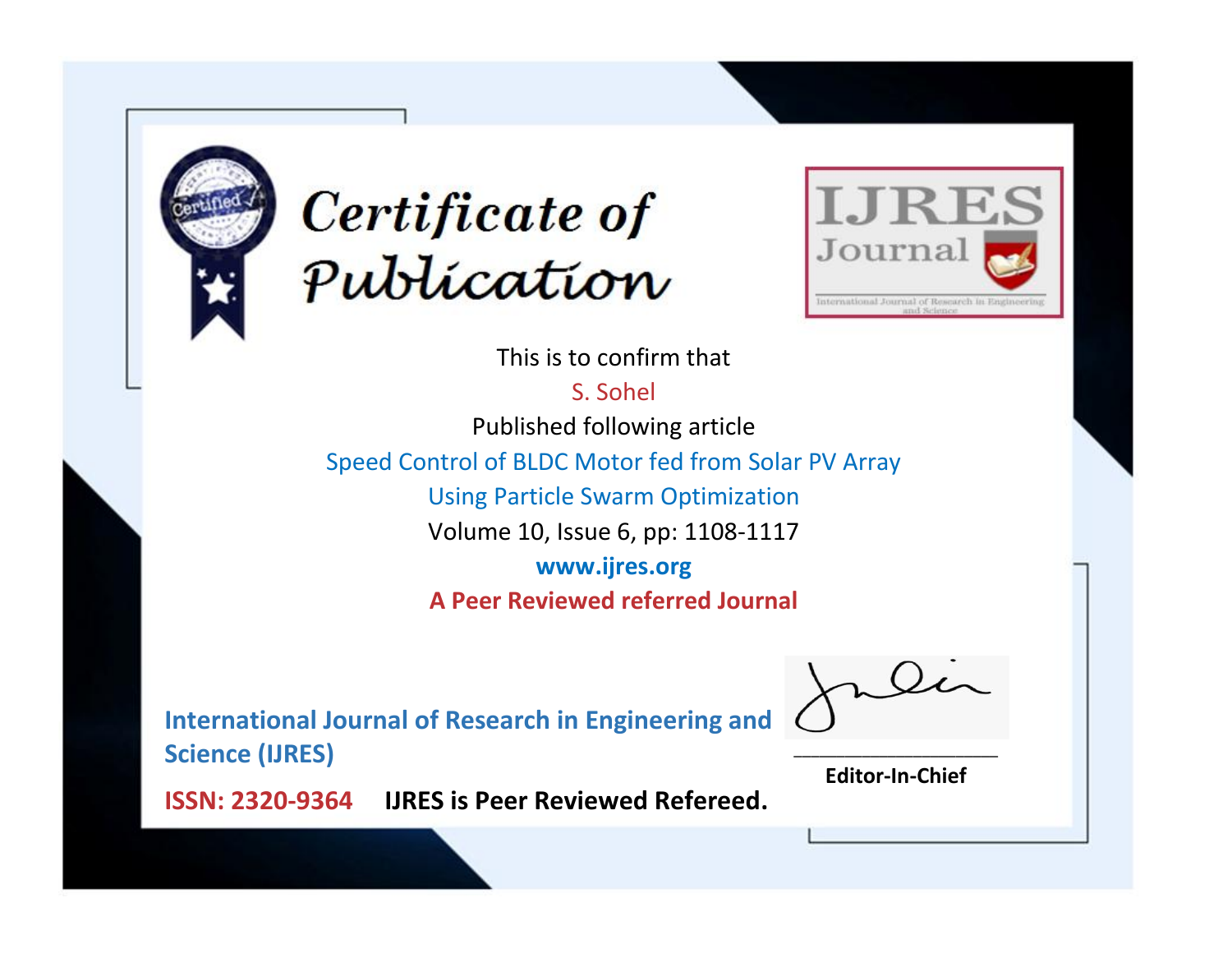# *Certificate of Publication*

IJRES Journal

International Journal of Research in Engineering and Science

This is to confirm that

S. Sohel

Published following article

Speed Control of BLDC Motor fed from Solar PV Array Using Particle Swarm Optimization

Volume 10, Issue 6, pp: 1108-1117

**www.ijres.org**

**A Peer Reviewed referred Journal**

**International Journal of Research in Engineering and Science (IJRES)**

**ISSN: 2320-9364** **IJRES is Peer Reviewed Refereed.**

**Editor-In-Chief**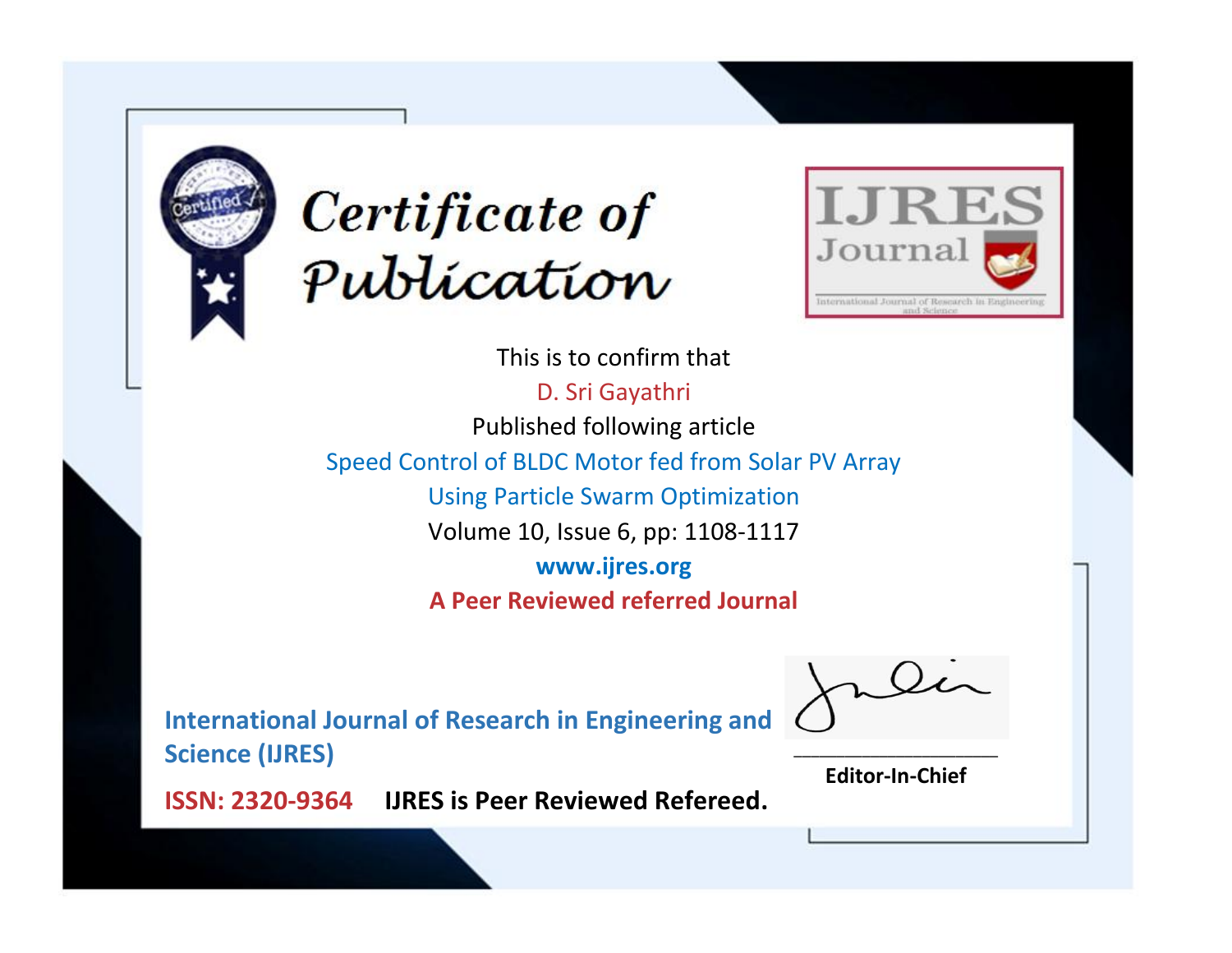# Certificate of Publication

**IJRES Journal**

International Journal of Research in Engineering and Science

This is to confirm that

D. Sri Gayathri

Published following article

Speed Control of BLDC Motor fed from Solar PV Array Using Particle Swarm Optimization

Volume 10, Issue 6, pp: 1108-1117

**www.ijres.org**

**A Peer Reviewed referred Journal**

**International Journal of Research in Engineering and Science (IJRES)**

**ISSN: 2320-9364** **IJRES is Peer Reviewed Refereed.**

**Editor-In-Chief**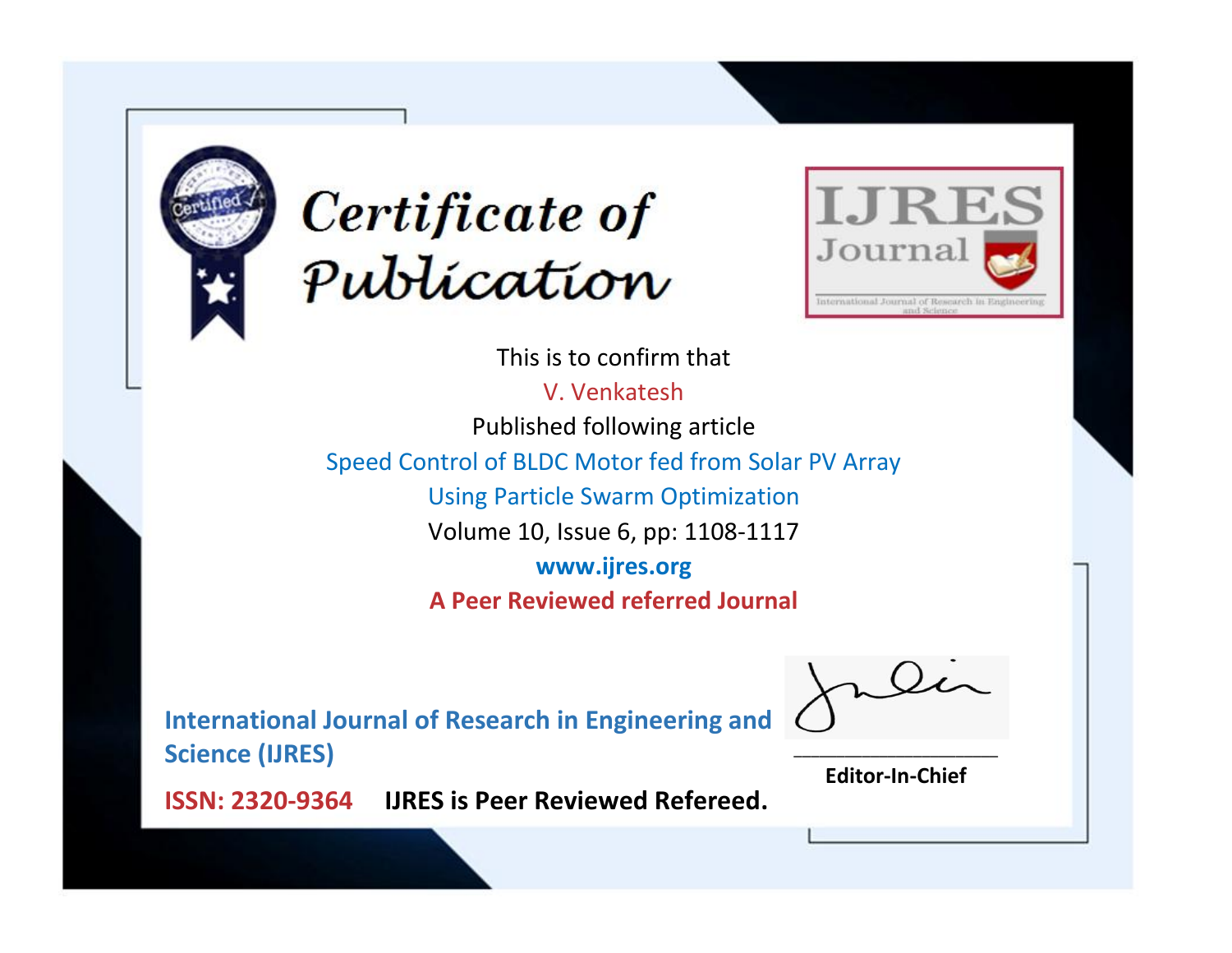# Certificate of Publication

IJRES Journal

International Journal of Research in Engineering and Science

This is to confirm that

V. Venkatesh

Published following article

Speed Control of BLDC Motor fed from Solar PV Array Using Particle Swarm Optimization

Volume 10, Issue 6, pp: 1108-1117

**www.ijres.org**

**A Peer Reviewed referred Journal**

**International Journal of Research in Engineering and Science (IJRES)**

**ISSN: 2320-9364** **IJRES is Peer Reviewed Refereed.**

**Editor-In-Chief**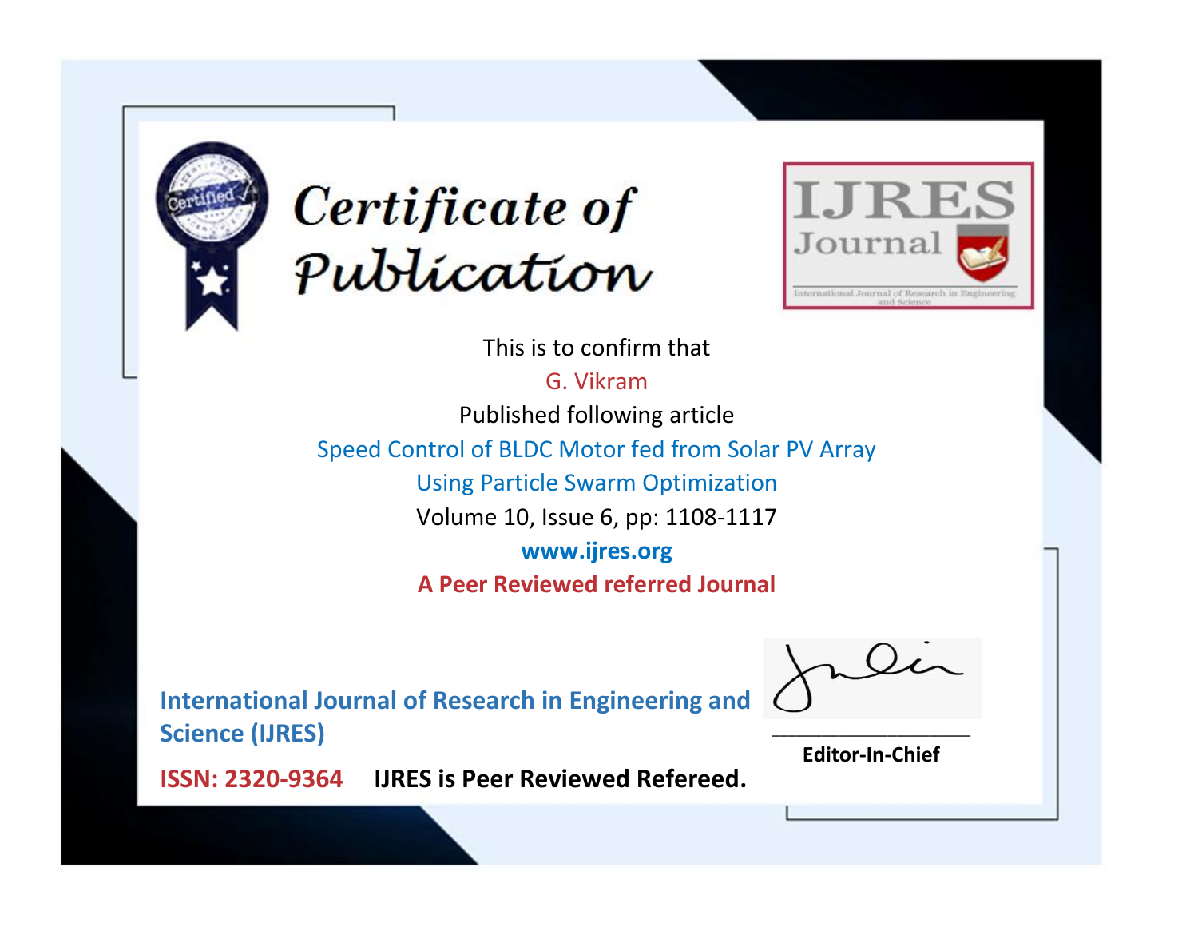# Certificate of Publication

IJRES Journal

International Journal of Research in Engineering and Science

This is to confirm that

G. Vikram

Published following article

Speed Control of BLDC Motor fed from Solar PV Array Using Particle Swarm Optimization

Volume 10, Issue 6, pp: 1108-1117

**www.ijres.org**

**A Peer Reviewed referred Journal**

**International Journal of Research in Engineering and Science (IJRES)**

**ISSN: 2320-9364** **IJRES is Peer Reviewed Refereed.**

**Editor-In-Chief**